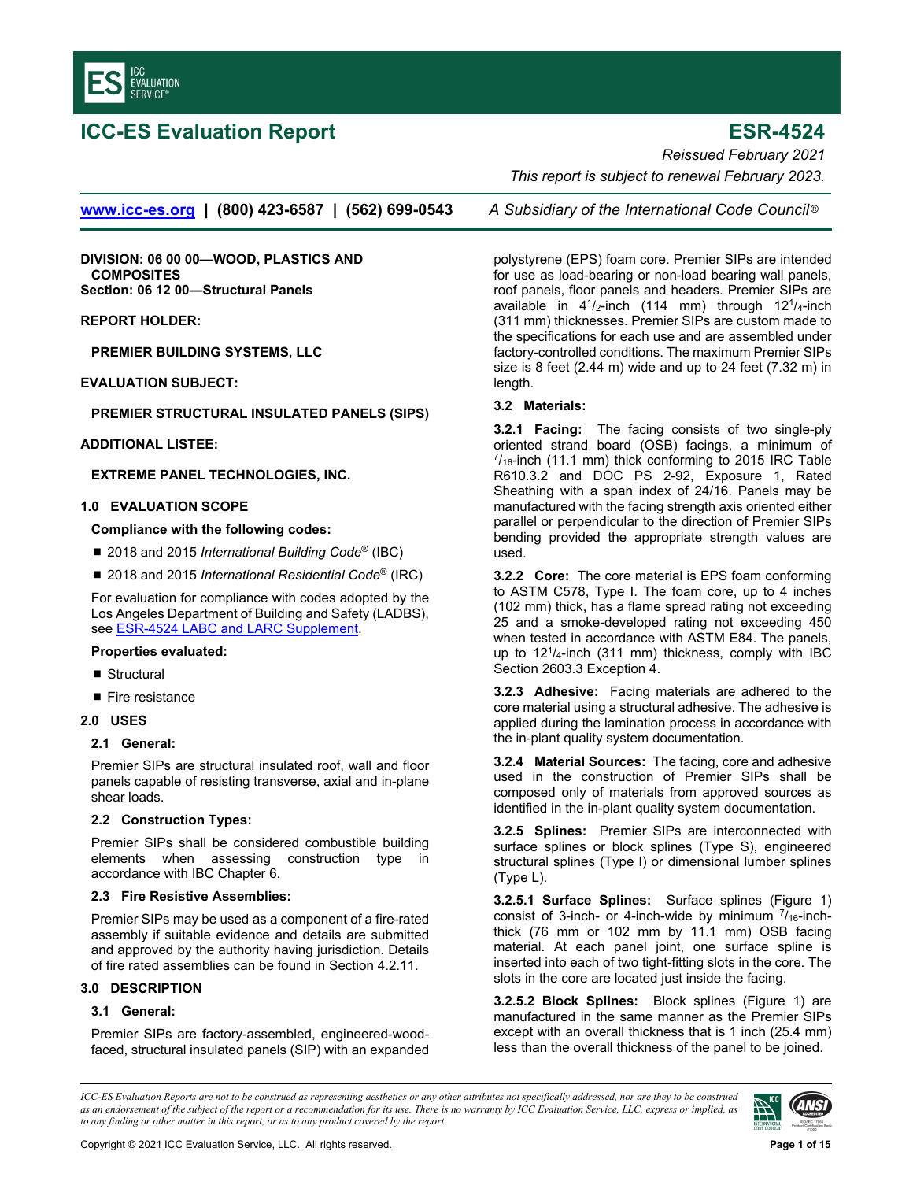# ICC-ES Evaluation Report

# ESR-4524

*Reissued February 2021*

*This report is subject to renewal February 2023.*

www.icc-es.org | (800) 423-6587 | (562) 699-0543 *A Subsidiary of the International Code Council®*

**DIVISION: 06 00 00—WOOD, PLASTICS AND COMPOSITES**
**Section: 06 12 00—Structural Panels**

**REPORT HOLDER:**

**PREMIER BUILDING SYSTEMS, LLC**

**EVALUATION SUBJECT:**

**PREMIER STRUCTURAL INSULATED PANELS (SIPS)**

**ADDITIONAL LISTEE:**

**EXTREME PANEL TECHNOLOGIES, INC.**

## 1.0 EVALUATION SCOPE

**Compliance with the following codes:**

- 2018 and 2015 *International Building Code®* (IBC)
- 2018 and 2015 *International Residential Code®* (IRC)

For evaluation for compliance with codes adopted by the Los Angeles Department of Building and Safety (LADBS), see ESR-4524 LABC and LARC Supplement.

**Properties evaluated:**

- Structural
- Fire resistance

## 2.0 USES

### 2.1 General:

Premier SIPs are structural insulated roof, wall and floor panels capable of resisting transverse, axial and in-plane shear loads.

### 2.2 Construction Types:

Premier SIPs shall be considered combustible building elements when assessing construction type in accordance with IBC Chapter 6.

### 2.3 Fire Resistive Assemblies:

Premier SIPs may be used as a component of a fire-rated assembly if suitable evidence and details are submitted and approved by the authority having jurisdiction. Details of fire rated assemblies can be found in Section 4.2.11.

## 3.0 DESCRIPTION

### 3.1 General:

Premier SIPs are factory-assembled, engineered-wood-faced, structural insulated panels (SIP) with an expanded polystyrene (EPS) foam core. Premier SIPs are intended for use as load-bearing or non-load bearing wall panels, roof panels, floor panels and headers. Premier SIPs are available in 4$^1/_2$-inch (114 mm) through 12$^1/_4$-inch (311 mm) thicknesses. Premier SIPs are custom made to the specifications for each use and are assembled under factory-controlled conditions. The maximum Premier SIPs size is 8 feet (2.44 m) wide and up to 24 feet (7.32 m) in length.

### 3.2 Materials:

**3.2.1 Facing:** The facing consists of two single-ply oriented strand board (OSB) facings, a minimum of $^7/_{16}$-inch (11.1 mm) thick conforming to 2015 IRC Table R610.3.2 and DOC PS 2-92, Exposure 1, Rated Sheathing with a span index of 24/16. Panels may be manufactured with the facing strength axis oriented either parallel or perpendicular to the direction of Premier SIPs bending provided the appropriate strength values are used.

**3.2.2 Core:** The core material is EPS foam conforming to ASTM C578, Type I. The foam core, up to 4 inches (102 mm) thick, has a flame spread rating not exceeding 25 and a smoke-developed rating not exceeding 450 when tested in accordance with ASTM E84. The panels, up to 12$^1/_4$-inch (311 mm) thickness, comply with IBC Section 2603.3 Exception 4.

**3.2.3 Adhesive:** Facing materials are adhered to the core material using a structural adhesive. The adhesive is applied during the lamination process in accordance with the in-plant quality system documentation.

**3.2.4 Material Sources:** The facing, core and adhesive used in the construction of Premier SIPs shall be composed only of materials from approved sources as identified in the in-plant quality system documentation.

**3.2.5 Splines:** Premier SIPs are interconnected with surface splines or block splines (Type S), engineered structural splines (Type I) or dimensional lumber splines (Type L).

**3.2.5.1 Surface Splines:** Surface splines (Figure 1) consist of 3-inch- or 4-inch-wide by minimum $^7/_{16}$-inch-thick (76 mm or 102 mm by 11.1 mm) OSB facing material. At each panel joint, one surface spline is inserted into each of two tight-fitting slots in the core. The slots in the core are located just inside the facing.

**3.2.5.2 Block Splines:** Block splines (Figure 1) are manufactured in the same manner as the Premier SIPs except with an overall thickness that is 1 inch (25.4 mm) less than the overall thickness of the panel to be joined.

*ICC-ES Evaluation Reports are not to be construed as representing aesthetics or any other attributes not specifically addressed, nor are they to be construed as an endorsement of the subject of the report or a recommendation for its use. There is no warranty by ICC Evaluation Service, LLC, express or implied, as to any finding or other matter in this report, or as to any product covered by the report.*

Copyright © 2021 ICC Evaluation Service, LLC. All rights reserved.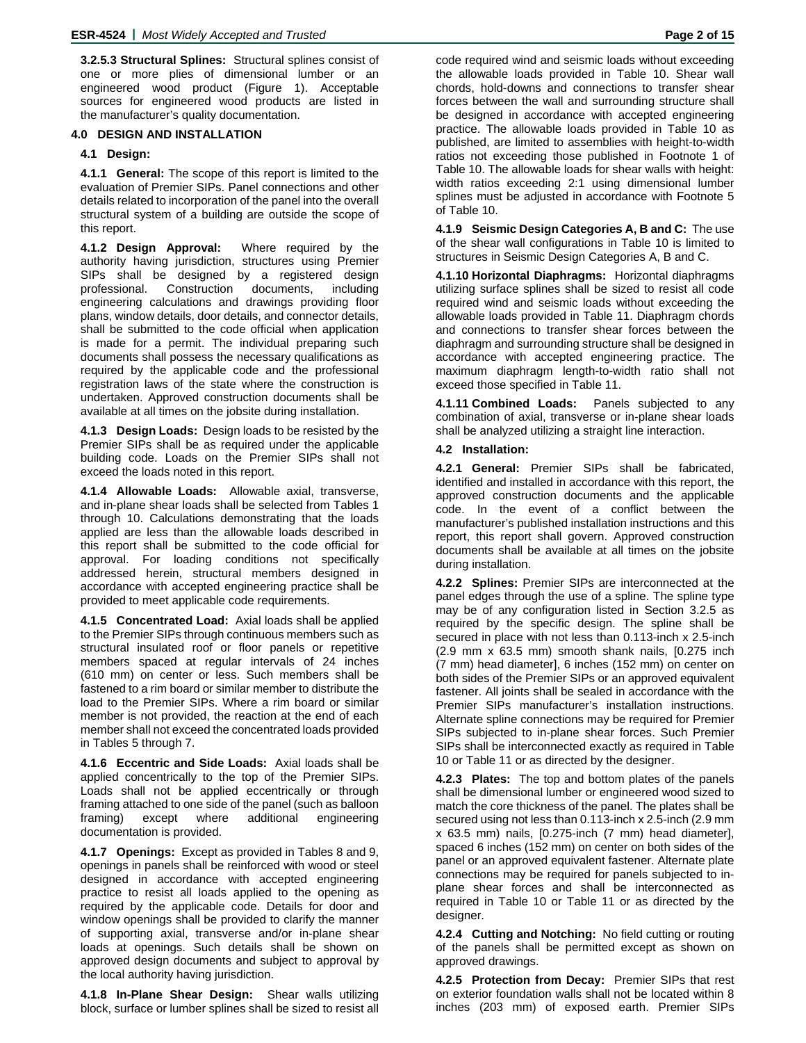**3.2.5.3 Structural Splines:** Structural splines consist of one or more plies of dimensional lumber or an engineered wood product (Figure 1). Acceptable sources for engineered wood products are listed in the manufacturer's quality documentation.

## 4.0 DESIGN AND INSTALLATION

### 4.1 Design:

**4.1.1 General:** The scope of this report is limited to the evaluation of Premier SIPs. Panel connections and other details related to incorporation of the panel into the overall structural system of a building are outside the scope of this report.

**4.1.2 Design Approval:** Where required by the authority having jurisdiction, structures using Premier SIPs shall be designed by a registered design professional. Construction documents, including engineering calculations and drawings providing floor plans, window details, door details, and connector details, shall be submitted to the code official when application is made for a permit. The individual preparing such documents shall possess the necessary qualifications as required by the applicable code and the professional registration laws of the state where the construction is undertaken. Approved construction documents shall be available at all times on the jobsite during installation.

**4.1.3 Design Loads:** Design loads to be resisted by the Premier SIPs shall be as required under the applicable building code. Loads on the Premier SIPs shall not exceed the loads noted in this report.

**4.1.4 Allowable Loads:** Allowable axial, transverse, and in-plane shear loads shall be selected from Tables 1 through 10. Calculations demonstrating that the loads applied are less than the allowable loads described in this report shall be submitted to the code official for approval. For loading conditions not specifically addressed herein, structural members designed in accordance with accepted engineering practice shall be provided to meet applicable code requirements.

**4.1.5 Concentrated Load:** Axial loads shall be applied to the Premier SIPs through continuous members such as structural insulated roof or floor panels or repetitive members spaced at regular intervals of 24 inches (610 mm) on center or less. Such members shall be fastened to a rim board or similar member to distribute the load to the Premier SIPs. Where a rim board or similar member is not provided, the reaction at the end of each member shall not exceed the concentrated loads provided in Tables 5 through 7.

**4.1.6 Eccentric and Side Loads:** Axial loads shall be applied concentrically to the top of the Premier SIPs. Loads shall not be applied eccentrically or through framing attached to one side of the panel (such as balloon framing) except where additional engineering documentation is provided.

**4.1.7 Openings:** Except as provided in Tables 8 and 9, openings in panels shall be reinforced with wood or steel designed in accordance with accepted engineering practice to resist all loads applied to the opening as required by the applicable code. Details for door and window openings shall be provided to clarify the manner of supporting axial, transverse and/or in-plane shear loads at openings. Such details shall be shown on approved design documents and subject to approval by the local authority having jurisdiction.

**4.1.8 In-Plane Shear Design:** Shear walls utilizing block, surface or lumber splines shall be sized to resist all code required wind and seismic loads without exceeding the allowable loads provided in Table 10. Shear wall chords, hold-downs and connections to transfer shear forces between the wall and surrounding structure shall be designed in accordance with accepted engineering practice. The allowable loads provided in Table 10 as published, are limited to assemblies with height-to-width ratios not exceeding those published in Footnote 1 of Table 10. The allowable loads for shear walls with height: width ratios exceeding 2:1 using dimensional lumber splines must be adjusted in accordance with Footnote 5 of Table 10.

**4.1.9 Seismic Design Categories A, B and C:** The use of the shear wall configurations in Table 10 is limited to structures in Seismic Design Categories A, B and C.

**4.1.10 Horizontal Diaphragms:** Horizontal diaphragms utilizing surface splines shall be sized to resist all code required wind and seismic loads without exceeding the allowable loads provided in Table 11. Diaphragm chords and connections to transfer shear forces between the diaphragm and surrounding structure shall be designed in accordance with accepted engineering practice. The maximum diaphragm length-to-width ratio shall not exceed those specified in Table 11.

**4.1.11 Combined Loads:** Panels subjected to any combination of axial, transverse or in-plane shear loads shall be analyzed utilizing a straight line interaction.

### 4.2 Installation:

**4.2.1 General:** Premier SIPs shall be fabricated, identified and installed in accordance with this report, the approved construction documents and the applicable code. In the event of a conflict between the manufacturer's published installation instructions and this report, this report shall govern. Approved construction documents shall be available at all times on the jobsite during installation.

**4.2.2 Splines:** Premier SIPs are interconnected at the panel edges through the use of a spline. The spline type may be of any configuration listed in Section 3.2.5 as required by the specific design. The spline shall be secured in place with not less than 0.113-inch x 2.5-inch (2.9 mm x 63.5 mm) smooth shank nails, [0.275 inch (7 mm) head diameter], 6 inches (152 mm) on center on both sides of the Premier SIPs or an approved equivalent fastener. All joints shall be sealed in accordance with the Premier SIPs manufacturer's installation instructions. Alternate spline connections may be required for Premier SIPs subjected to in-plane shear forces. Such Premier SIPs shall be interconnected exactly as required in Table 10 or Table 11 or as directed by the designer.

**4.2.3 Plates:** The top and bottom plates of the panels shall be dimensional lumber or engineered wood sized to match the core thickness of the panel. The plates shall be secured using not less than 0.113-inch x 2.5-inch (2.9 mm x 63.5 mm) nails, [0.275-inch (7 mm) head diameter], spaced 6 inches (152 mm) on center on both sides of the panel or an approved equivalent fastener. Alternate plate connections may be required for panels subjected to in-plane shear forces and shall be interconnected as required in Table 10 or Table 11 or as directed by the designer.

**4.2.4 Cutting and Notching:** No field cutting or routing of the panels shall be permitted except as shown on approved drawings.

**4.2.5 Protection from Decay:** Premier SIPs that rest on exterior foundation walls shall not be located within 8 inches (203 mm) of exposed earth. Premier SIPs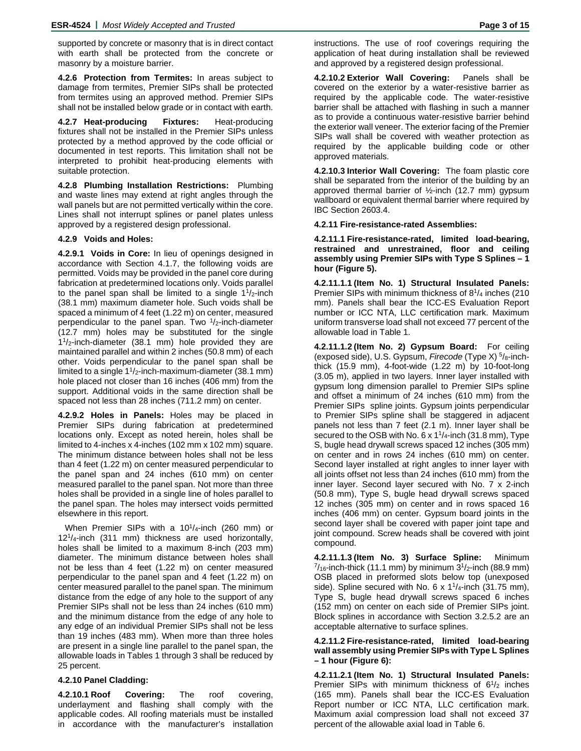supported by concrete or masonry that is in direct contact with earth shall be protected from the concrete or masonry by a moisture barrier.

**4.2.6 Protection from Termites:** In areas subject to damage from termites, Premier SIPs shall be protected from termites using an approved method. Premier SIPs shall not be installed below grade or in contact with earth.

**4.2.7 Heat-producing Fixtures:** Heat-producing fixtures shall not be installed in the Premier SIPs unless protected by a method approved by the code official or documented in test reports. This limitation shall not be interpreted to prohibit heat-producing elements with suitable protection.

**4.2.8 Plumbing Installation Restrictions:** Plumbing and waste lines may extend at right angles through the wall panels but are not permitted vertically within the core. Lines shall not interrupt splines or panel plates unless approved by a registered design professional.

**4.2.9 Voids and Holes:**

**4.2.9.1 Voids in Core:** In lieu of openings designed in accordance with Section 4.1.7, the following voids are permitted. Voids may be provided in the panel core during fabrication at predetermined locations only. Voids parallel to the panel span shall be limited to a single 1$^1/_2$-inch (38.1 mm) maximum diameter hole. Such voids shall be spaced a minimum of 4 feet (1.22 m) on center, measured perpendicular to the panel span. Two $^1/_2$-inch-diameter (12.7 mm) holes may be substituted for the single 1$^1/_2$-inch-diameter (38.1 mm) hole provided they are maintained parallel and within 2 inches (50.8 mm) of each other. Voids perpendicular to the panel span shall be limited to a single 1$^1/_2$-inch-maximum-diameter (38.1 mm) hole placed not closer than 16 inches (406 mm) from the support. Additional voids in the same direction shall be spaced not less than 28 inches (711.2 mm) on center.

**4.2.9.2 Holes in Panels:** Holes may be placed in Premier SIPs during fabrication at predetermined locations only. Except as noted herein, holes shall be limited to 4-inches x 4-inches (102 mm x 102 mm) square. The minimum distance between holes shall not be less than 4 feet (1.22 m) on center measured perpendicular to the panel span and 24 inches (610 mm) on center measured parallel to the panel span. Not more than three holes shall be provided in a single line of holes parallel to the panel span. The holes may intersect voids permitted elsewhere in this report.

When Premier SIPs with a 10$^1/_4$-inch (260 mm) or 12$^1/_4$-inch (311 mm) thickness are used horizontally, holes shall be limited to a maximum 8-inch (203 mm) diameter. The minimum distance between holes shall not be less than 4 feet (1.22 m) on center measured perpendicular to the panel span and 4 feet (1.22 m) on center measured parallel to the panel span. The minimum distance from the edge of any hole to the support of any Premier SIPs shall not be less than 24 inches (610 mm) and the minimum distance from the edge of any hole to any edge of an individual Premier SIPs shall not be less than 19 inches (483 mm). When more than three holes are present in a single line parallel to the panel span, the allowable loads in Tables 1 through 3 shall be reduced by 25 percent.

**4.2.10 Panel Cladding:**

**4.2.10.1 Roof Covering:** The roof covering, underlayment and flashing shall comply with the applicable codes. All roofing materials must be installed in accordance with the manufacturer's installation instructions. The use of roof coverings requiring the application of heat during installation shall be reviewed and approved by a registered design professional.

**4.2.10.2 Exterior Wall Covering:** Panels shall be covered on the exterior by a water-resistive barrier as required by the applicable code. The water-resistive barrier shall be attached with flashing in such a manner as to provide a continuous water-resistive barrier behind the exterior wall veneer. The exterior facing of the Premier SIPs wall shall be covered with weather protection as required by the applicable building code or other approved materials.

**4.2.10.3 Interior Wall Covering:** The foam plastic core shall be separated from the interior of the building by an approved thermal barrier of ½-inch (12.7 mm) gypsum wallboard or equivalent thermal barrier where required by IBC Section 2603.4.

**4.2.11 Fire-resistance-rated Assemblies:**

**4.2.11.1 Fire-resistance-rated, limited load-bearing, restrained and unrestrained, floor and ceiling assembly using Premier SIPs with Type S Splines – 1 hour (Figure 5).**

**4.2.11.1.1 (Item No. 1) Structural Insulated Panels:** Premier SIPs with minimum thickness of 8$^1/_4$ inches (210 mm). Panels shall bear the ICC-ES Evaluation Report number or ICC NTA, LLC certification mark. Maximum uniform transverse load shall not exceed 77 percent of the allowable load in Table 1.

**4.2.11.1.2 (Item No. 2) Gypsum Board:** For ceiling (exposed side), U.S. Gypsum, *Firecode* (Type X) $^5/_8$-inch-thick (15.9 mm), 4-foot-wide (1.22 m) by 10-foot-long (3.05 m), applied in two layers. Inner layer installed with gypsum long dimension parallel to Premier SIPs spline and offset a minimum of 24 inches (610 mm) from the Premier SIPs spline joints. Gypsum joints perpendicular to Premier SIPs spline shall be staggered in adjacent panels not less than 7 feet (2.1 m). Inner layer shall be secured to the OSB with No. 6 x 1$^1/_4$-inch (31.8 mm), Type S, bugle head drywall screws spaced 12 inches (305 mm) on center and in rows 24 inches (610 mm) on center. Second layer installed at right angles to inner layer with all joints offset not less than 24 inches (610 mm) from the inner layer. Second layer secured with No. 7 x 2-inch (50.8 mm), Type S, bugle head drywall screws spaced 12 inches (305 mm) on center and in rows spaced 16 inches (406 mm) on center. Gypsum board joints in the second layer shall be covered with paper joint tape and joint compound. Screw heads shall be covered with joint compound.

**4.2.11.1.3 (Item No. 3) Surface Spline:** Minimum $^7/_{16}$-inch-thick (11.1 mm) by minimum 3$^1/_2$-inch (88.9 mm) OSB placed in preformed slots below top (unexposed side). Spline secured with No. 6 x 1$^1/_4$-inch (31.75 mm), Type S, bugle head drywall screws spaced 6 inches (152 mm) on center on each side of Premier SIPs joint. Block splines in accordance with Section 3.2.5.2 are an acceptable alternative to surface splines.

**4.2.11.2 Fire-resistance-rated, limited load-bearing wall assembly using Premier SIPs with Type L Splines – 1 hour (Figure 6):**

**4.2.11.2.1 (Item No. 1) Structural Insulated Panels:** Premier SIPs with minimum thickness of 6$^1/_2$ inches (165 mm). Panels shall bear the ICC-ES Evaluation Report number or ICC NTA, LLC certification mark. Maximum axial compression load shall not exceed 37 percent of the allowable axial load in Table 6.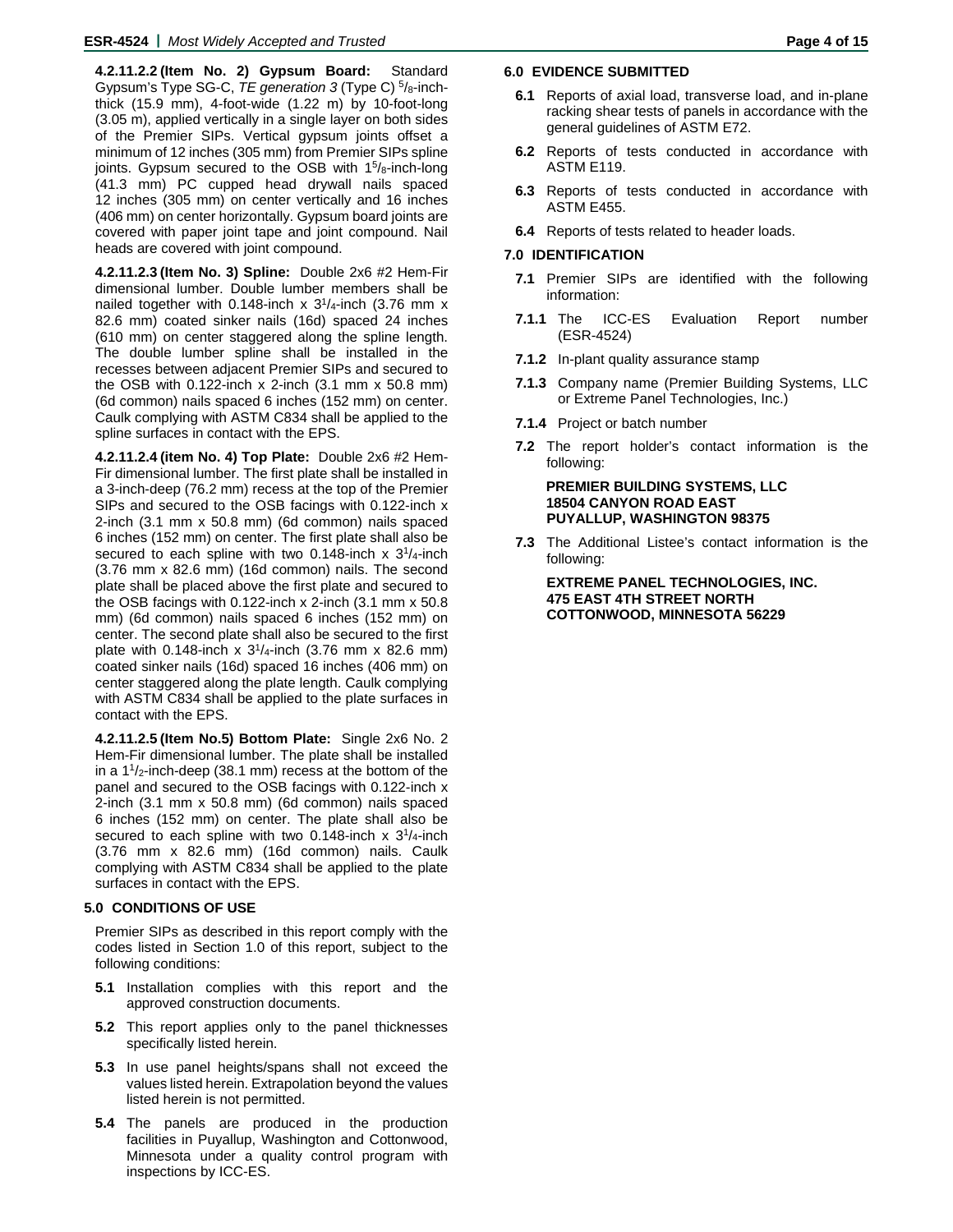**4.2.11.2.2 (Item No. 2) Gypsum Board:** Standard Gypsum's Type SG-C, *TE generation 3* (Type C) $^5/_8$-inch-thick (15.9 mm), 4-foot-wide (1.22 m) by 10-foot-long (3.05 m), applied vertically in a single layer on both sides of the Premier SIPs. Vertical gypsum joints offset a minimum of 12 inches (305 mm) from Premier SIPs spline joints. Gypsum secured to the OSB with $1^5/_8$-inch-long (41.3 mm) PC cupped head drywall nails spaced 12 inches (305 mm) on center vertically and 16 inches (406 mm) on center horizontally. Gypsum board joints are covered with paper joint tape and joint compound. Nail heads are covered with joint compound.

**4.2.11.2.3 (Item No. 3) Spline:** Double 2x6 #2 Hem-Fir dimensional lumber. Double lumber members shall be nailed together with 0.148-inch x $3^1/_4$-inch (3.76 mm x 82.6 mm) coated sinker nails (16d) spaced 24 inches (610 mm) on center staggered along the spline length. The double lumber spline shall be installed in the recesses between adjacent Premier SIPs and secured to the OSB with 0.122-inch x 2-inch (3.1 mm x 50.8 mm) (6d common) nails spaced 6 inches (152 mm) on center. Caulk complying with ASTM C834 shall be applied to the spline surfaces in contact with the EPS.

**4.2.11.2.4 (item No. 4) Top Plate:** Double 2x6 #2 Hem-Fir dimensional lumber. The first plate shall be installed in a 3-inch-deep (76.2 mm) recess at the top of the Premier SIPs and secured to the OSB facings with 0.122-inch x 2-inch (3.1 mm x 50.8 mm) (6d common) nails spaced 6 inches (152 mm) on center. The first plate shall also be secured to each spline with two 0.148-inch x $3^1/_4$-inch (3.76 mm x 82.6 mm) (16d common) nails. The second plate shall be placed above the first plate and secured to the OSB facings with 0.122-inch x 2-inch (3.1 mm x 50.8 mm) (6d common) nails spaced 6 inches (152 mm) on center. The second plate shall also be secured to the first plate with 0.148-inch x $3^1/_4$-inch (3.76 mm x 82.6 mm) coated sinker nails (16d) spaced 16 inches (406 mm) on center staggered along the plate length. Caulk complying with ASTM C834 shall be applied to the plate surfaces in contact with the EPS.

**4.2.11.2.5 (Item No.5) Bottom Plate:** Single 2x6 No. 2 Hem-Fir dimensional lumber. The plate shall be installed in a $1^1/_2$-inch-deep (38.1 mm) recess at the bottom of the panel and secured to the OSB facings with 0.122-inch x 2-inch (3.1 mm x 50.8 mm) (6d common) nails spaced 6 inches (152 mm) on center. The plate shall also be secured to each spline with two 0.148-inch x $3^1/_4$-inch (3.76 mm x 82.6 mm) (16d common) nails. Caulk complying with ASTM C834 shall be applied to the plate surfaces in contact with the EPS.

## 5.0 CONDITIONS OF USE

Premier SIPs as described in this report comply with the codes listed in Section 1.0 of this report, subject to the following conditions:

**5.1** Installation complies with this report and the approved construction documents.

**5.2** This report applies only to the panel thicknesses specifically listed herein.

**5.3** In use panel heights/spans shall not exceed the values listed herein. Extrapolation beyond the values listed herein is not permitted.

**5.4** The panels are produced in the production facilities in Puyallup, Washington and Cottonwood, Minnesota under a quality control program with inspections by ICC-ES.

## 6.0 EVIDENCE SUBMITTED

**6.1** Reports of axial load, transverse load, and in-plane racking shear tests of panels in accordance with the general guidelines of ASTM E72.

**6.2** Reports of tests conducted in accordance with ASTM E119.

**6.3** Reports of tests conducted in accordance with ASTM E455.

**6.4** Reports of tests related to header loads.

## 7.0 IDENTIFICATION

**7.1** Premier SIPs are identified with the following information:

**7.1.1** The ICC-ES Evaluation Report number (ESR-4524)

**7.1.2** In-plant quality assurance stamp

**7.1.3** Company name (Premier Building Systems, LLC or Extreme Panel Technologies, Inc.)

**7.1.4** Project or batch number

**7.2** The report holder's contact information is the following:

**PREMIER BUILDING SYSTEMS, LLC**
**18504 CANYON ROAD EAST**
**PUYALLUP, WASHINGTON 98375**

**7.3** The Additional Listee's contact information is the following:

**EXTREME PANEL TECHNOLOGIES, INC.**
**475 EAST 4TH STREET NORTH**
**COTTONWOOD, MINNESOTA 56229**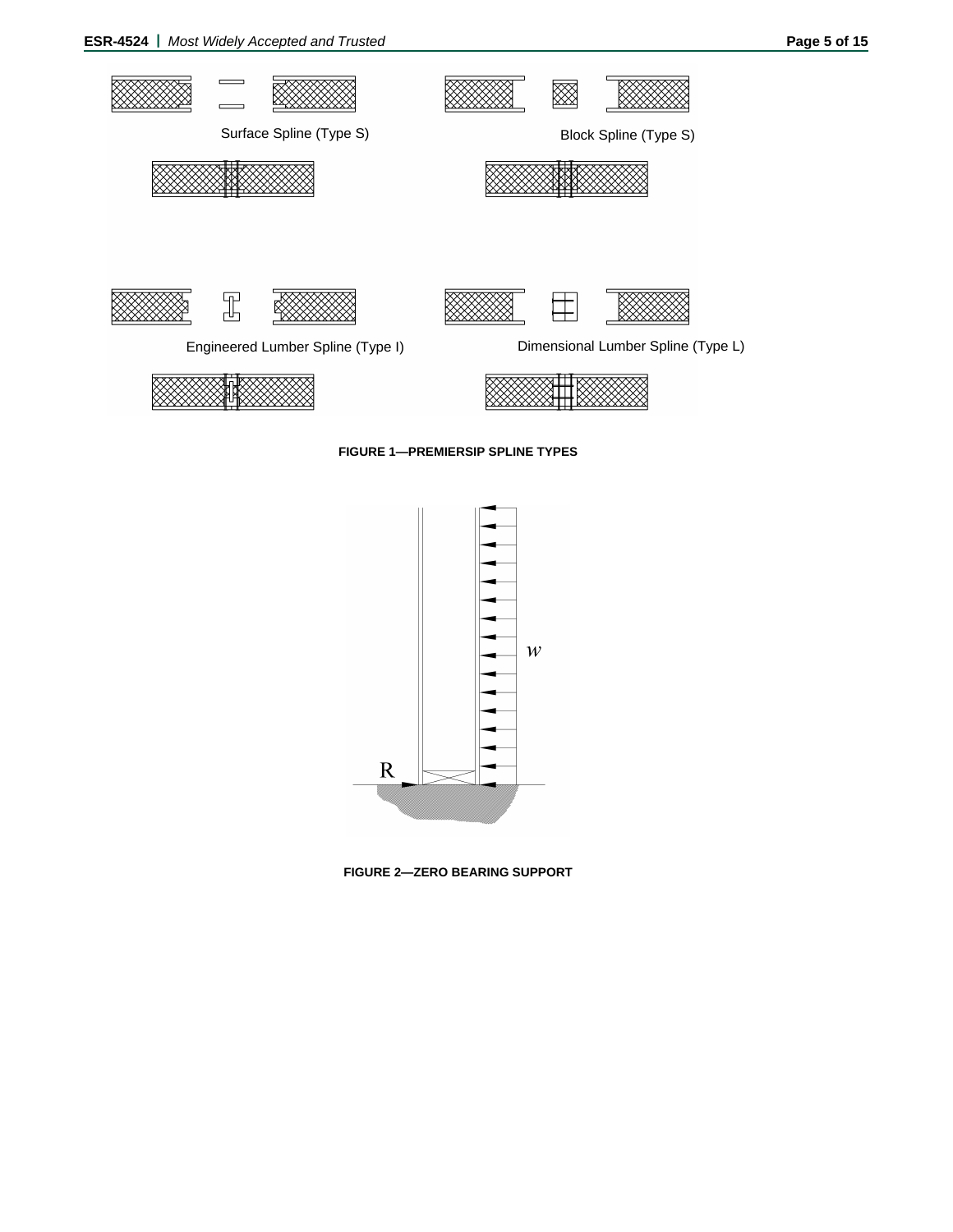Surface Spline (Type S)

Block Spline (Type S)

Engineered Lumber Spline (Type I)

Dimensional Lumber Spline (Type L)

**FIGURE 1—PREMIERSIP SPLINE TYPES**

$w$

R

**FIGURE 2—ZERO BEARING SUPPORT**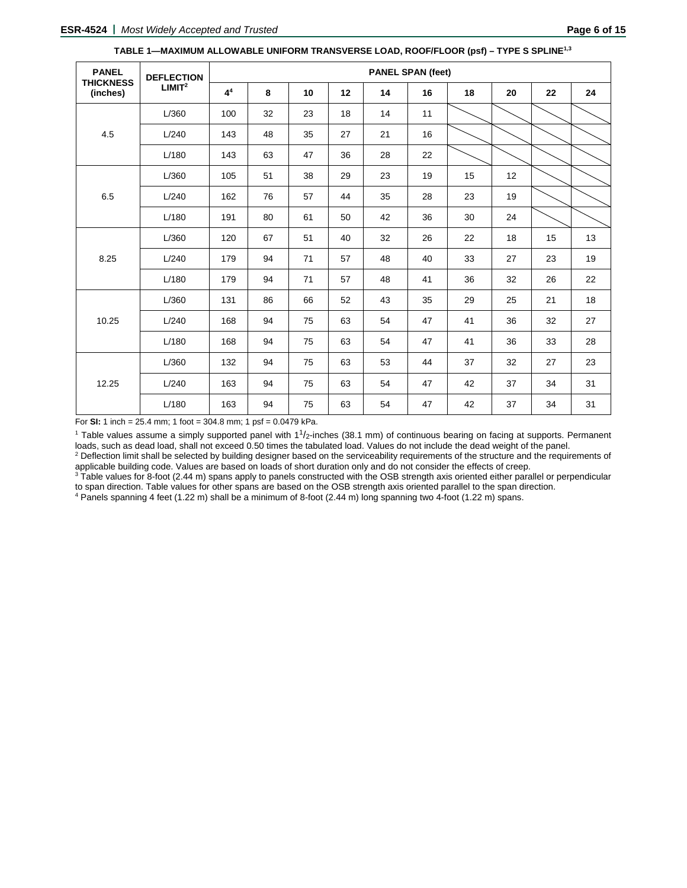**TABLE 1—MAXIMUM ALLOWABLE UNIFORM TRANSVERSE LOAD, ROOF/FLOOR (psf) – TYPE S SPLINE[1,3]**

| PANEL THICKNESS (inches) | DEFLECTION LIMIT[2] | PANEL SPAN (feet) | | | | | | | | | |
|---|---|---|---|---|---|---|---|---|---|---|---|
| | | 4[4] | 8 | 10 | 12 | 14 | 16 | 18 | 20 | 22 | 24 |
| 4.5 | L/360 | 100 | 32 | 23 | 18 | 14 | 11 | | | | |
| | L/240 | 143 | 48 | 35 | 27 | 21 | 16 | | | | |
| | L/180 | 143 | 63 | 47 | 36 | 28 | 22 | | | | |
| 6.5 | L/360 | 105 | 51 | 38 | 29 | 23 | 19 | 15 | 12 | | |
| | L/240 | 162 | 76 | 57 | 44 | 35 | 28 | 23 | 19 | | |
| | L/180 | 191 | 80 | 61 | 50 | 42 | 36 | 30 | 24 | | |
| 8.25 | L/360 | 120 | 67 | 51 | 40 | 32 | 26 | 22 | 18 | 15 | 13 |
| | L/240 | 179 | 94 | 71 | 57 | 48 | 40 | 33 | 27 | 23 | 19 |
| | L/180 | 179 | 94 | 71 | 57 | 48 | 41 | 36 | 32 | 26 | 22 |
| 10.25 | L/360 | 131 | 86 | 66 | 52 | 43 | 35 | 29 | 25 | 21 | 18 |
| | L/240 | 168 | 94 | 75 | 63 | 54 | 47 | 41 | 36 | 32 | 27 |
| | L/180 | 168 | 94 | 75 | 63 | 54 | 47 | 41 | 36 | 33 | 28 |
| 12.25 | L/360 | 132 | 94 | 75 | 63 | 53 | 44 | 37 | 32 | 27 | 23 |
| | L/240 | 163 | 94 | 75 | 63 | 54 | 47 | 42 | 37 | 34 | 31 |
| | L/180 | 163 | 94 | 75 | 63 | 54 | 47 | 42 | 37 | 34 | 31 |

For **SI:** 1 inch = 25.4 mm; 1 foot = 304.8 mm; 1 psf = 0.0479 kPa.

[1] Table values assume a simply supported panel with $1^1/_2$-inches (38.1 mm) of continuous bearing on facing at supports. Permanent loads, such as dead load, shall not exceed 0.50 times the tabulated load. Values do not include the dead weight of the panel.

[2] Deflection limit shall be selected by building designer based on the serviceability requirements of the structure and the requirements of applicable building code. Values are based on loads of short duration only and do not consider the effects of creep.

[3] Table values for 8-foot (2.44 m) spans apply to panels constructed with the OSB strength axis oriented either parallel or perpendicular to span direction. Table values for other spans are based on the OSB strength axis oriented parallel to the span direction.

[4] Panels spanning 4 feet (1.22 m) shall be a minimum of 8-foot (2.44 m) long spanning two 4-foot (1.22 m) spans.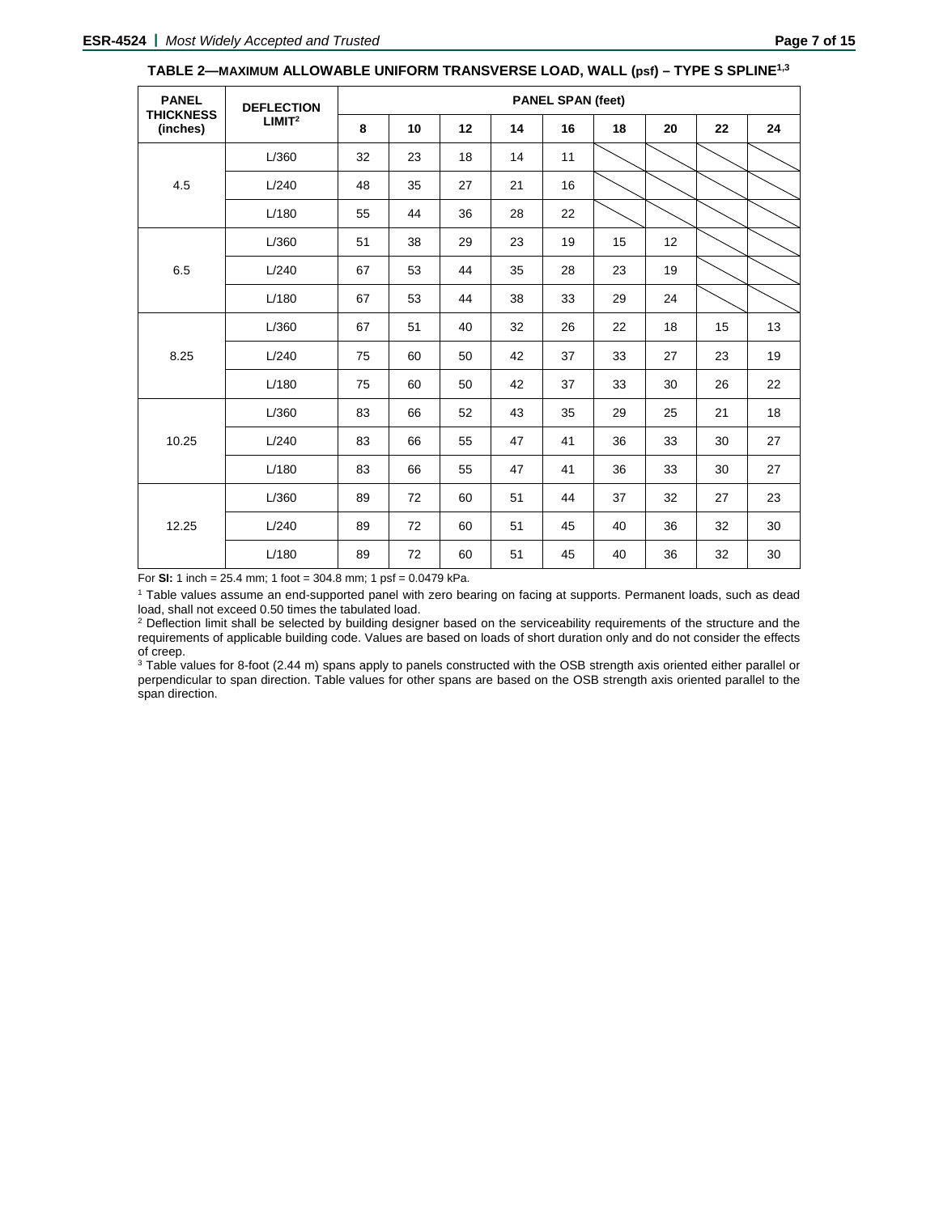**TABLE 2—MAXIMUM ALLOWABLE UNIFORM TRANSVERSE LOAD, WALL (psf) – TYPE S SPLINE[1,3]**

| PANEL THICKNESS (inches) | DEFLECTION LIMIT[2] | PANEL SPAN (feet) | | | | | | | | |
|---|---|---|---|---|---|---|---|---|---|---|
| | | 8 | 10 | 12 | 14 | 16 | 18 | 20 | 22 | 24 |
| 4.5 | L/360 | 32 | 23 | 18 | 14 | 11 | | | | |
| | L/240 | 48 | 35 | 27 | 21 | 16 | | | | |
| | L/180 | 55 | 44 | 36 | 28 | 22 | | | | |
| 6.5 | L/360 | 51 | 38 | 29 | 23 | 19 | 15 | 12 | | |
| | L/240 | 67 | 53 | 44 | 35 | 28 | 23 | 19 | | |
| | L/180 | 67 | 53 | 44 | 38 | 33 | 29 | 24 | | |
| 8.25 | L/360 | 67 | 51 | 40 | 32 | 26 | 22 | 18 | 15 | 13 |
| | L/240 | 75 | 60 | 50 | 42 | 37 | 33 | 27 | 23 | 19 |
| | L/180 | 75 | 60 | 50 | 42 | 37 | 33 | 30 | 26 | 22 |
| 10.25 | L/360 | 83 | 66 | 52 | 43 | 35 | 29 | 25 | 21 | 18 |
| | L/240 | 83 | 66 | 55 | 47 | 41 | 36 | 33 | 30 | 27 |
| | L/180 | 83 | 66 | 55 | 47 | 41 | 36 | 33 | 30 | 27 |
| 12.25 | L/360 | 89 | 72 | 60 | 51 | 44 | 37 | 32 | 27 | 23 |
| | L/240 | 89 | 72 | 60 | 51 | 45 | 40 | 36 | 32 | 30 |
| | L/180 | 89 | 72 | 60 | 51 | 45 | 40 | 36 | 32 | 30 |

For **SI:** 1 inch = 25.4 mm; 1 foot = 304.8 mm; 1 psf = 0.0479 kPa.

[1] Table values assume an end-supported panel with zero bearing on facing at supports. Permanent loads, such as dead load, shall not exceed 0.50 times the tabulated load.

[2] Deflection limit shall be selected by building designer based on the serviceability requirements of the structure and the requirements of applicable building code. Values are based on loads of short duration only and do not consider the effects of creep.

[3] Table values for 8-foot (2.44 m) spans apply to panels constructed with the OSB strength axis oriented either parallel or perpendicular to span direction. Table values for other spans are based on the OSB strength axis oriented parallel to the span direction.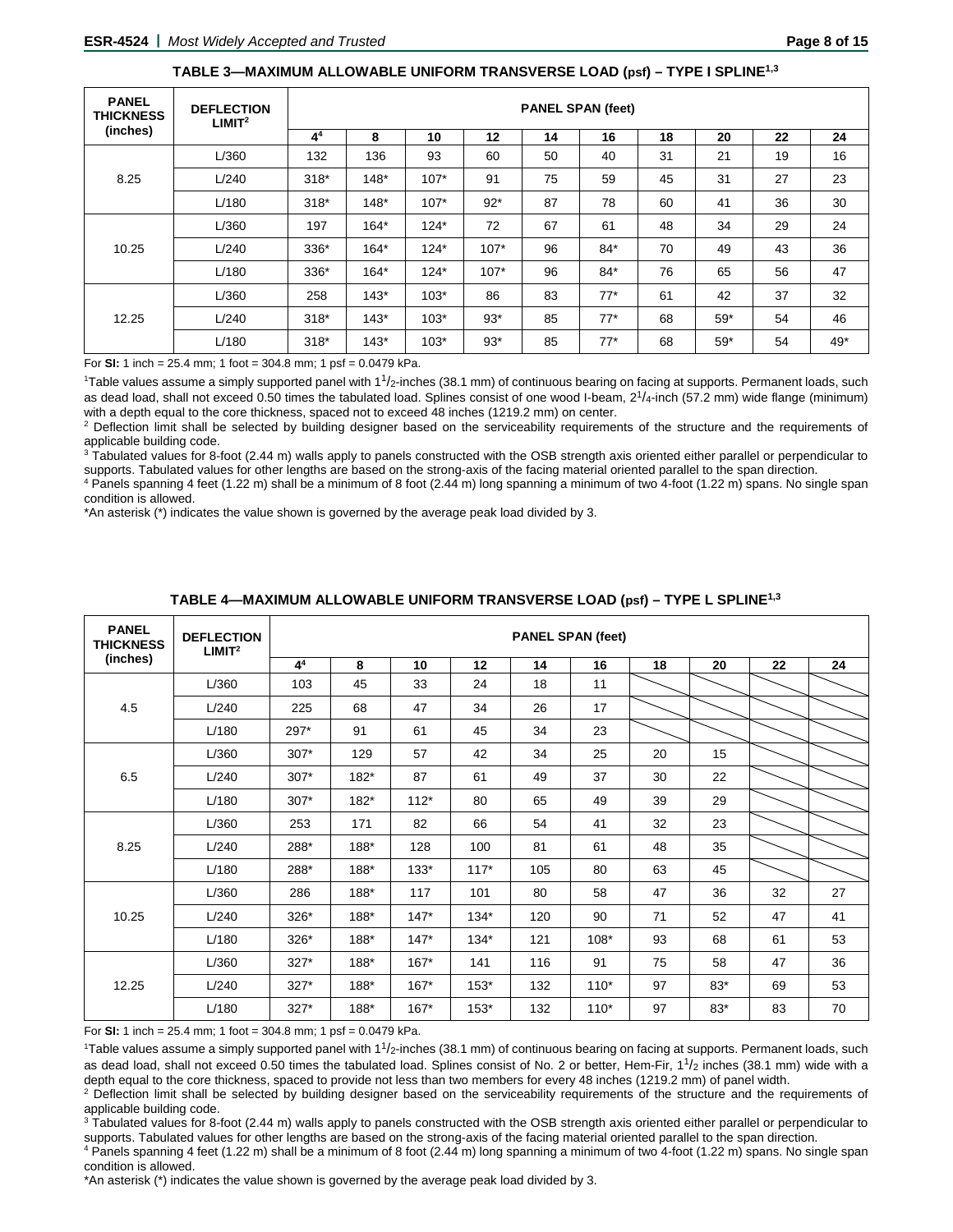**TABLE 3—MAXIMUM ALLOWABLE UNIFORM TRANSVERSE LOAD (psf) – TYPE I SPLINE[1,3]**

| PANEL THICKNESS (inches) | DEFLECTION LIMIT[2] | PANEL SPAN (feet) | | | | | | | | | |
|---|---|---|---|---|---|---|---|---|---|---|---|
| | | 4[4] | 8 | 10 | 12 | 14 | 16 | 18 | 20 | 22 | 24 |
| 8.25 | L/360 | 132 | 136 | 93 | 60 | 50 | 40 | 31 | 21 | 19 | 16 |
| | L/240 | 318* | 148* | 107* | 91 | 75 | 59 | 45 | 31 | 27 | 23 |
| | L/180 | 318* | 148* | 107* | 92* | 87 | 78 | 60 | 41 | 36 | 30 |
| 10.25 | L/360 | 197 | 164* | 124* | 72 | 67 | 61 | 48 | 34 | 29 | 24 |
| | L/240 | 336* | 164* | 124* | 107* | 96 | 84* | 70 | 49 | 43 | 36 |
| | L/180 | 336* | 164* | 124* | 107* | 96 | 84* | 76 | 65 | 56 | 47 |
| 12.25 | L/360 | 258 | 143* | 103* | 86 | 83 | 77* | 61 | 42 | 37 | 32 |
| | L/240 | 318* | 143* | 103* | 93* | 85 | 77* | 68 | 59* | 54 | 46 |
| | L/180 | 318* | 143* | 103* | 93* | 85 | 77* | 68 | 59* | 54 | 49* |

For **SI:** 1 inch = 25.4 mm; 1 foot = 304.8 mm; 1 psf = 0.0479 kPa.

[1]Table values assume a simply supported panel with $1^1/_2$-inches (38.1 mm) of continuous bearing on facing at supports. Permanent loads, such as dead load, shall not exceed 0.50 times the tabulated load. Splines consist of one wood I-beam, $2^1/_4$-inch (57.2 mm) wide flange (minimum) with a depth equal to the core thickness, spaced not to exceed 48 inches (1219.2 mm) on center.

[2] Deflection limit shall be selected by building designer based on the serviceability requirements of the structure and the requirements of applicable building code.

[3] Tabulated values for 8-foot (2.44 m) walls apply to panels constructed with the OSB strength axis oriented either parallel or perpendicular to supports. Tabulated values for other lengths are based on the strong-axis of the facing material oriented parallel to the span direction.

[4] Panels spanning 4 feet (1.22 m) shall be a minimum of 8 foot (2.44 m) long spanning a minimum of two 4-foot (1.22 m) spans. No single span condition is allowed.

*An asterisk (*) indicates the value shown is governed by the average peak load divided by 3.

**TABLE 4—MAXIMUM ALLOWABLE UNIFORM TRANSVERSE LOAD (psf) – TYPE L SPLINE[1,3]**

| PANEL THICKNESS (inches) | DEFLECTION LIMIT[2] | PANEL SPAN (feet) | | | | | | | | | |
|---|---|---|---|---|---|---|---|---|---|---|---|
| | | 4[4] | 8 | 10 | 12 | 14 | 16 | 18 | 20 | 22 | 24 |
| 4.5 | L/360 | 103 | 45 | 33 | 24 | 18 | 11 | | | | |
| | L/240 | 225 | 68 | 47 | 34 | 26 | 17 | | | | |
| | L/180 | 297* | 91 | 61 | 45 | 34 | 23 | | | | |
| 6.5 | L/360 | 307* | 129 | 57 | 42 | 34 | 25 | 20 | 15 | | |
| | L/240 | 307* | 182* | 87 | 61 | 49 | 37 | 30 | 22 | | |
| | L/180 | 307* | 182* | 112* | 80 | 65 | 49 | 39 | 29 | | |
| 8.25 | L/360 | 253 | 171 | 82 | 66 | 54 | 41 | 32 | 23 | | |
| | L/240 | 288* | 188* | 128 | 100 | 81 | 61 | 48 | 35 | | |
| | L/180 | 288* | 188* | 133* | 117* | 105 | 80 | 63 | 45 | | |
| 10.25 | L/360 | 286 | 188* | 117 | 101 | 80 | 58 | 47 | 36 | 32 | 27 |
| | L/240 | 326* | 188* | 147* | 134* | 120 | 90 | 71 | 52 | 47 | 41 |
| | L/180 | 326* | 188* | 147* | 134* | 121 | 108* | 93 | 68 | 61 | 53 |
| 12.25 | L/360 | 327* | 188* | 167* | 141 | 116 | 91 | 75 | 58 | 47 | 36 |
| | L/240 | 327* | 188* | 167* | 153* | 132 | 110* | 97 | 83* | 69 | 53 |
| | L/180 | 327* | 188* | 167* | 153* | 132 | 110* | 97 | 83* | 83 | 70 |

For **SI:** 1 inch = 25.4 mm; 1 foot = 304.8 mm; 1 psf = 0.0479 kPa.

[1]Table values assume a simply supported panel with $1^1/_2$-inches (38.1 mm) of continuous bearing on facing at supports. Permanent loads, such as dead load, shall not exceed 0.50 times the tabulated load. Splines consist of No. 2 or better, Hem-Fir, $1^1/_2$ inches (38.1 mm) wide with a depth equal to the core thickness, spaced to provide not less than two members for every 48 inches (1219.2 mm) of panel width.

[2] Deflection limit shall be selected by building designer based on the serviceability requirements of the structure and the requirements of applicable building code.

[3] Tabulated values for 8-foot (2.44 m) walls apply to panels constructed with the OSB strength axis oriented either parallel or perpendicular to supports. Tabulated values for other lengths are based on the strong-axis of the facing material oriented parallel to the span direction.

[4] Panels spanning 4 feet (1.22 m) shall be a minimum of 8 foot (2.44 m) long spanning a minimum of two 4-foot (1.22 m) spans. No single span condition is allowed.

*An asterisk (*) indicates the value shown is governed by the average peak load divided by 3.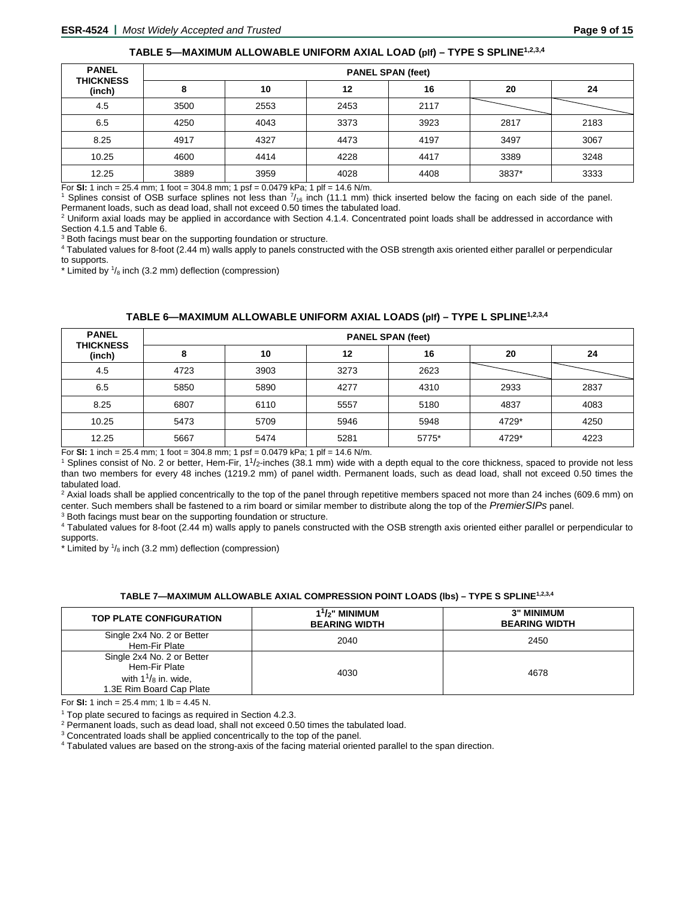### TABLE 5—MAXIMUM ALLOWABLE UNIFORM AXIAL LOAD (plf) – TYPE S SPLINE[1,2,3,4]

| PANEL THICKNESS (inch) | PANEL SPAN (feet) | | | | | |
|---|---|---|---|---|---|---|
| | 8 | 10 | 12 | 16 | 20 | 24 |
| 4.5 | 3500 | 2553 | 2453 | 2117 | | |
| 6.5 | 4250 | 4043 | 3373 | 3923 | 2817 | 2183 |
| 8.25 | 4917 | 4327 | 4473 | 4197 | 3497 | 3067 |
| 10.25 | 4600 | 4414 | 4228 | 4417 | 3389 | 3248 |
| 12.25 | 3889 | 3959 | 4028 | 4408 | 3837* | 3333 |

For **SI:** 1 inch = 25.4 mm; 1 foot = 304.8 mm; 1 psf = 0.0479 kPa; 1 plf = 14.6 N/m.

[1] Splines consist of OSB surface splines not less than $^{7}/_{16}$ inch (11.1 mm) thick inserted below the facing on each side of the panel. Permanent loads, such as dead load, shall not exceed 0.50 times the tabulated load.

[2] Uniform axial loads may be applied in accordance with Section 4.1.4. Concentrated point loads shall be addressed in accordance with Section 4.1.5 and Table 6.

[3] Both facings must bear on the supporting foundation or structure.

[4] Tabulated values for 8-foot (2.44 m) walls apply to panels constructed with the OSB strength axis oriented either parallel or perpendicular to supports.

* Limited by $^{1}/_{8}$ inch (3.2 mm) deflection (compression)

### TABLE 6—MAXIMUM ALLOWABLE UNIFORM AXIAL LOADS (plf) – TYPE L SPLINE[1,2,3,4]

| PANEL THICKNESS (inch) | PANEL SPAN (feet) | | | | | |
|---|---|---|---|---|---|---|
| | 8 | 10 | 12 | 16 | 20 | 24 |
| 4.5 | 4723 | 3903 | 3273 | 2623 | | |
| 6.5 | 5850 | 5890 | 4277 | 4310 | 2933 | 2837 |
| 8.25 | 6807 | 6110 | 5557 | 5180 | 4837 | 4083 |
| 10.25 | 5473 | 5709 | 5946 | 5948 | 4729* | 4250 |
| 12.25 | 5667 | 5474 | 5281 | 5775* | 4729* | 4223 |

For **SI:** 1 inch = 25.4 mm; 1 foot = 304.8 mm; 1 psf = 0.0479 kPa; 1 plf = 14.6 N/m.

[1] Splines consist of No. 2 or better, Hem-Fir, $1^{1}/_{2}$-inches (38.1 mm) wide with a depth equal to the core thickness, spaced to provide not less than two members for every 48 inches (1219.2 mm) of panel width. Permanent loads, such as dead load, shall not exceed 0.50 times the tabulated load.

[2] Axial loads shall be applied concentrically to the top of the panel through repetitive members spaced not more than 24 inches (609.6 mm) on center. Such members shall be fastened to a rim board or similar member to distribute along the top of the *PremierSIPs* panel.

[3] Both facings must bear on the supporting foundation or structure.

[4] Tabulated values for 8-foot (2.44 m) walls apply to panels constructed with the OSB strength axis oriented either parallel or perpendicular to supports.

* Limited by $^{1}/_{8}$ inch (3.2 mm) deflection (compression)

### TABLE 7—MAXIMUM ALLOWABLE AXIAL COMPRESSION POINT LOADS (lbs) – TYPE S SPLINE[1,2,3,4]

| TOP PLATE CONFIGURATION | $1^{1}/_{2}$" MINIMUM BEARING WIDTH | 3" MINIMUM BEARING WIDTH |
|---|---|---|
| Single 2x4 No. 2 or Better Hem-Fir Plate | 2040 | 2450 |
| Single 2x4 No. 2 or Better Hem-Fir Plate with $1^{1}/_{8}$ in. wide, 1.3E Rim Board Cap Plate | 4030 | 4678 |

For **SI:** 1 inch = 25.4 mm; 1 lb = 4.45 N.

[1] Top plate secured to facings as required in Section 4.2.3.

[2] Permanent loads, such as dead load, shall not exceed 0.50 times the tabulated load.

[3] Concentrated loads shall be applied concentrically to the top of the panel.

[4] Tabulated values are based on the strong-axis of the facing material oriented parallel to the span direction.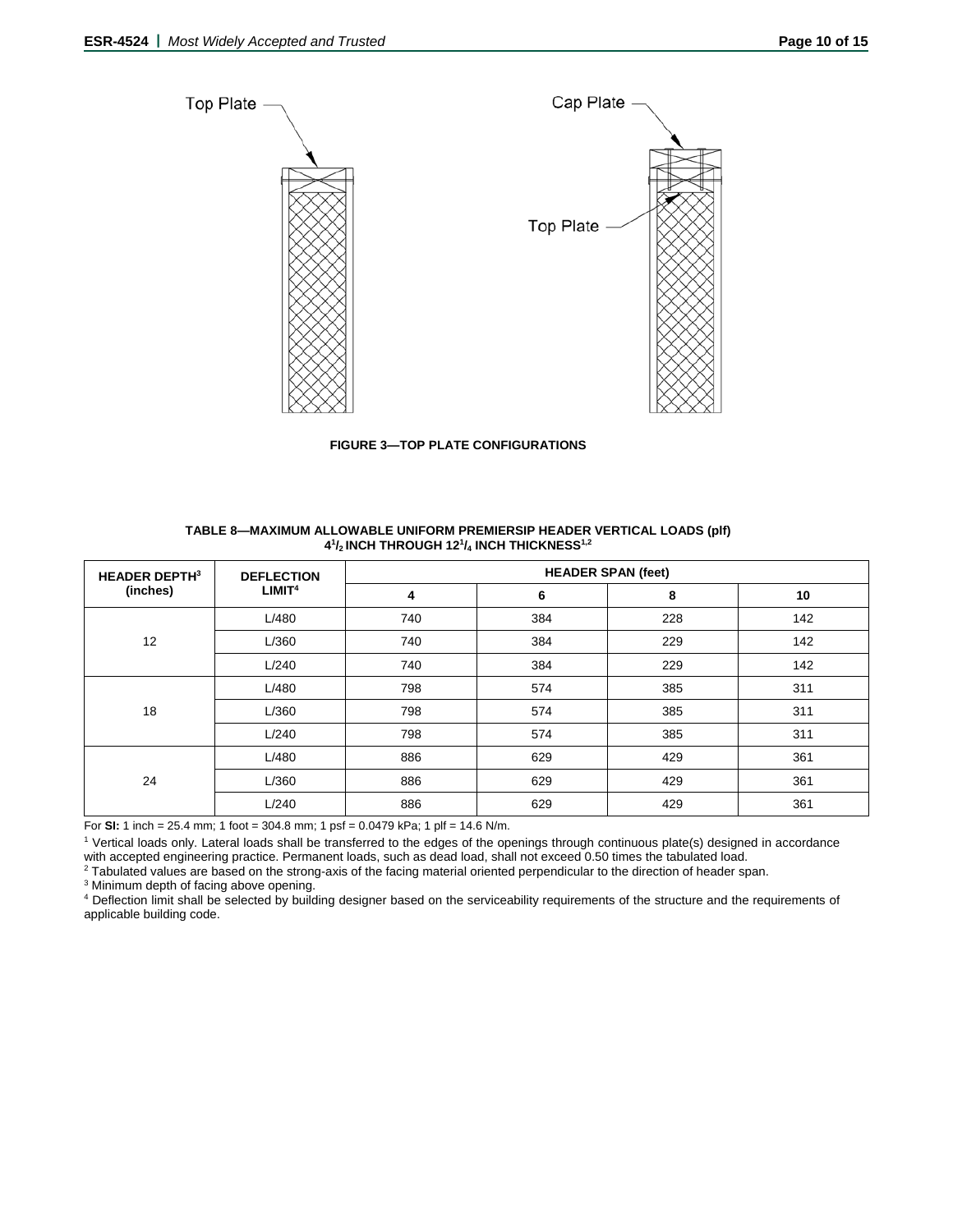Top Plate

Cap Plate

Top Plate

**FIGURE 3—TOP PLATE CONFIGURATIONS**

**TABLE 8—MAXIMUM ALLOWABLE UNIFORM PREMIERSIP HEADER VERTICAL LOADS (plf) 4[1]/[2] INCH THROUGH 12[1]/[4] INCH THICKNESS[1,2]**

| HEADER DEPTH[3] (inches) | DEFLECTION LIMIT[4] | HEADER SPAN (feet) | | | |
|---|---|---|---|---|---|
| | | 4 | 6 | 8 | 10 |
| 12 | L/480 | 740 | 384 | 228 | 142 |
| | L/360 | 740 | 384 | 229 | 142 |
| | L/240 | 740 | 384 | 229 | 142 |
| 18 | L/480 | 798 | 574 | 385 | 311 |
| | L/360 | 798 | 574 | 385 | 311 |
| | L/240 | 798 | 574 | 385 | 311 |
| 24 | L/480 | 886 | 629 | 429 | 361 |
| | L/360 | 886 | 629 | 429 | 361 |
| | L/240 | 886 | 629 | 429 | 361 |

For **SI:** 1 inch = 25.4 mm; 1 foot = 304.8 mm; 1 psf = 0.0479 kPa; 1 plf = 14.6 N/m.

[1] Vertical loads only. Lateral loads shall be transferred to the edges of the openings through continuous plate(s) designed in accordance with accepted engineering practice. Permanent loads, such as dead load, shall not exceed 0.50 times the tabulated load.

[2] Tabulated values are based on the strong-axis of the facing material oriented perpendicular to the direction of header span.

[3] Minimum depth of facing above opening.

[4] Deflection limit shall be selected by building designer based on the serviceability requirements of the structure and the requirements of applicable building code.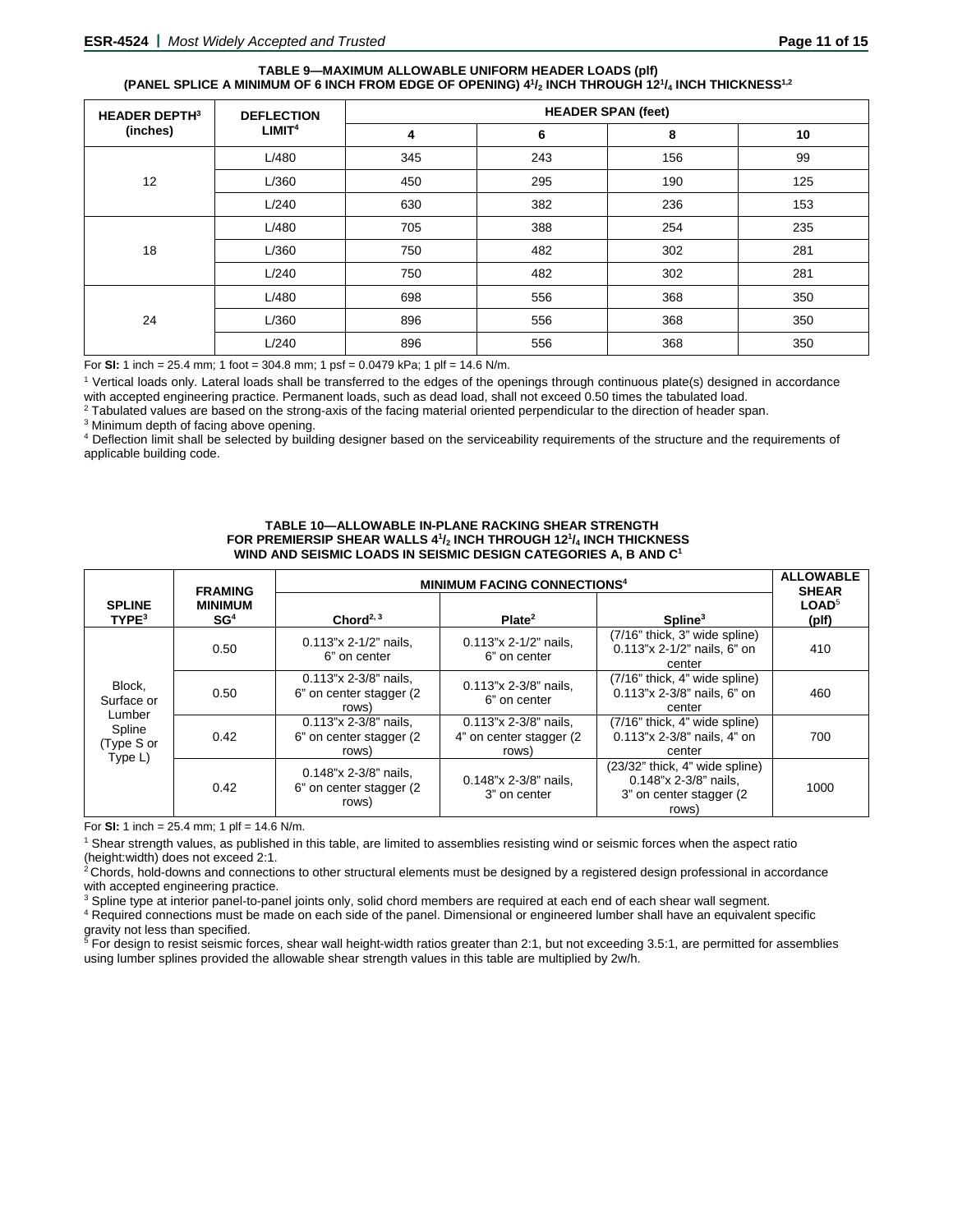**TABLE 9—MAXIMUM ALLOWABLE UNIFORM HEADER LOADS (plf)**
**(PANEL SPLICE A MINIMUM OF 6 INCH FROM EDGE OF OPENING) 4[1]/[2] INCH THROUGH 12[1]/[4] INCH THICKNESS[1,2]**

| HEADER DEPTH[3] (inches) | DEFLECTION LIMIT[4] | HEADER SPAN (feet) | | | |
|---|---|---|---|---|---|
| | | 4 | 6 | 8 | 10 |
| 12 | L/480 | 345 | 243 | 156 | 99 |
| | L/360 | 450 | 295 | 190 | 125 |
| | L/240 | 630 | 382 | 236 | 153 |
| 18 | L/480 | 705 | 388 | 254 | 235 |
| | L/360 | 750 | 482 | 302 | 281 |
| | L/240 | 750 | 482 | 302 | 281 |
| 24 | L/480 | 698 | 556 | 368 | 350 |
| | L/360 | 896 | 556 | 368 | 350 |
| | L/240 | 896 | 556 | 368 | 350 |

For **SI:** 1 inch = 25.4 mm; 1 foot = 304.8 mm; 1 psf = 0.0479 kPa; 1 plf = 14.6 N/m.

[1] Vertical loads only. Lateral loads shall be transferred to the edges of the openings through continuous plate(s) designed in accordance with accepted engineering practice. Permanent loads, such as dead load, shall not exceed 0.50 times the tabulated load.
[2] Tabulated values are based on the strong-axis of the facing material oriented perpendicular to the direction of header span.
[3] Minimum depth of facing above opening.
[4] Deflection limit shall be selected by building designer based on the serviceability requirements of the structure and the requirements of applicable building code.

**TABLE 10—ALLOWABLE IN-PLANE RACKING SHEAR STRENGTH**
**FOR PREMIERSIP SHEAR WALLS 4[1]/[2] INCH THROUGH 12[1]/[4] INCH THICKNESS**
**WIND AND SEISMIC LOADS IN SEISMIC DESIGN CATEGORIES A, B AND C[1]**

| SPLINE TYPE[3] | FRAMING MINIMUM SG[4] | MINIMUM FACING CONNECTIONS[4] | | | ALLOWABLE SHEAR LOAD[5] (plf) |
|---|---|---|---|---|---|
| | | Chord[2, 3] | Plate[2] | Spline[3] | |
| Block, Surface or Lumber Spline (Type S or Type L) | 0.50 | 0.113"x 2-1/2" nails, 6" on center | 0.113"x 2-1/2" nails, 6" on center | (7/16" thick, 3" wide spline) 0.113"x 2-1/2" nails, 6" on center | 410 |
| | 0.50 | 0.113"x 2-3/8" nails, 6" on center stagger (2 rows) | 0.113"x 2-3/8" nails, 6" on center | (7/16" thick, 4" wide spline) 0.113"x 2-3/8" nails, 6" on center | 460 |
| | 0.42 | 0.113"x 2-3/8" nails, 6" on center stagger (2 rows) | 0.113"x 2-3/8" nails, 4" on center stagger (2 rows) | (7/16" thick, 4" wide spline) 0.113"x 2-3/8" nails, 4" on center | 700 |
| | 0.42 | 0.148"x 2-3/8" nails, 6" on center stagger (2 rows) | 0.148"x 2-3/8" nails, 3" on center | (23/32" thick, 4" wide spline) 0.148"x 2-3/8" nails, 3" on center stagger (2 rows) | 1000 |

For **SI:** 1 inch = 25.4 mm; 1 plf = 14.6 N/m.

[1] Shear strength values, as published in this table, are limited to assemblies resisting wind or seismic forces when the aspect ratio (height:width) does not exceed 2:1.
[2] Chords, hold-downs and connections to other structural elements must be designed by a registered design professional in accordance with accepted engineering practice.
[3] Spline type at interior panel-to-panel joints only, solid chord members are required at each end of each shear wall segment.
[4] Required connections must be made on each side of the panel. Dimensional or engineered lumber shall have an equivalent specific gravity not less than specified.
[5] For design to resist seismic forces, shear wall height-width ratios greater than 2:1, but not exceeding 3.5:1, are permitted for assemblies using lumber splines provided the allowable shear strength values in this table are multiplied by 2w/h.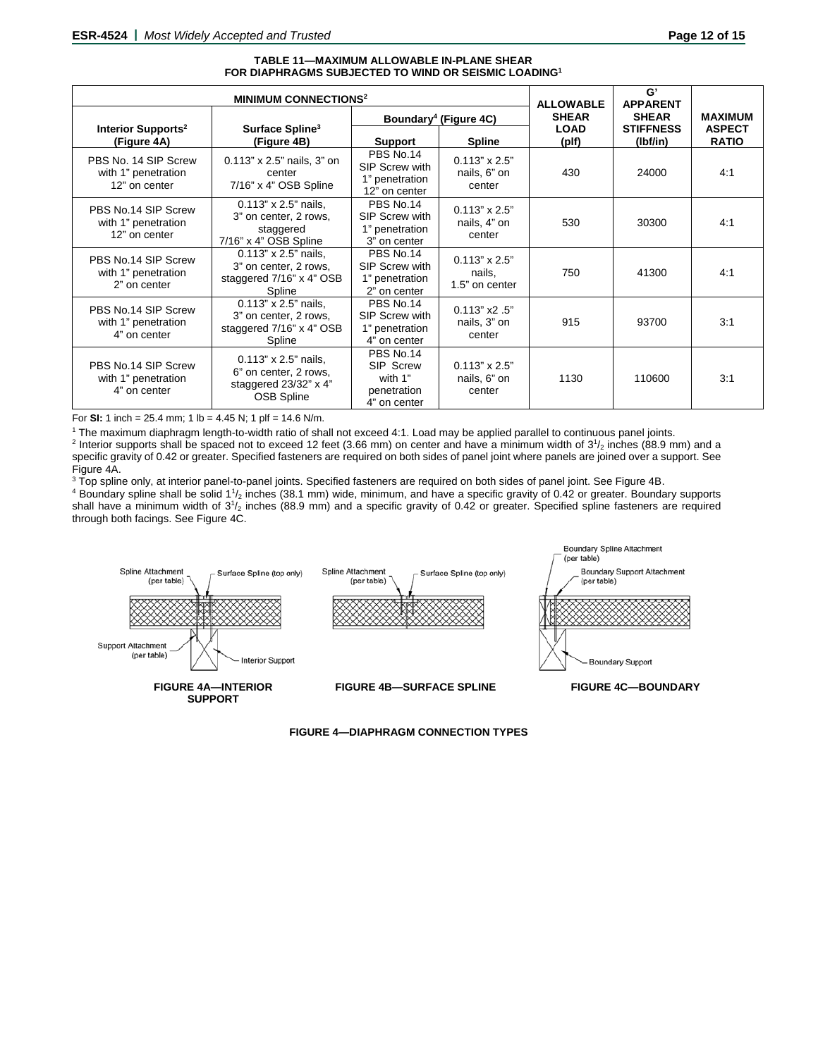**TABLE 11—MAXIMUM ALLOWABLE IN-PLANE SHEAR FOR DIAPHRAGMS SUBJECTED TO WIND OR SEISMIC LOADING[1]**

| MINIMUM CONNECTIONS[2] | | | | ALLOWABLE SHEAR LOAD (plf) | G' APPARENT SHEAR STIFFNESS (lbf/in) | MAXIMUM ASPECT RATIO |
|---|---|---|---|---|---|---|
| Interior Supports[2] (Figure 4A) | Surface Spline[3] (Figure 4B) | Boundary[4] (Figure 4C) | | | | |
| | | Support | Spline | | | |
| PBS No. 14 SIP Screw with 1" penetration 12" on center | 0.113" x 2.5" nails, 3" on center 7/16" x 4" OSB Spline | PBS No.14 SIP Screw with 1" penetration 12" on center | 0.113" x 2.5" nails, 6" on center | 430 | 24000 | 4:1 |
| PBS No.14 SIP Screw with 1" penetration 12" on center | 0.113" x 2.5" nails, 3" on center, 2 rows, staggered 7/16" x 4" OSB Spline | PBS No.14 SIP Screw with 1" penetration 3" on center | 0.113" x 2.5" nails, 4" on center | 530 | 30300 | 4:1 |
| PBS No.14 SIP Screw with 1" penetration 2" on center | 0.113" x 2.5" nails, 3" on center, 2 rows, staggered 7/16" x 4" OSB Spline | PBS No.14 SIP Screw with 1" penetration 2" on center | 0.113" x 2.5" nails, 1.5" on center | 750 | 41300 | 4:1 |
| PBS No.14 SIP Screw with 1" penetration 4" on center | 0.113" x 2.5" nails, 3" on center, 2 rows, staggered 7/16" x 4" OSB Spline | PBS No.14 SIP Screw with 1" penetration 4" on center | 0.113" x2 .5" nails, 3" on center | 915 | 93700 | 3:1 |
| PBS No.14 SIP Screw with 1" penetration 4" on center | 0.113" x 2.5" nails, 6" on center, 2 rows, staggered 23/32" x 4" OSB Spline | PBS No.14 SIP Screw with 1" penetration 4" on center | 0.113" x 2.5" nails, 6" on center | 1130 | 110600 | 3:1 |

For **SI:** 1 inch = 25.4 mm; 1 lb = 4.45 N; 1 plf = 14.6 N/m.

[1] The maximum diaphragm length-to-width ratio of shall not exceed 4:1. Load may be applied parallel to continuous panel joints.

[2] Interior supports shall be spaced not to exceed 12 feet (3.66 mm) on center and have a minimum width of 3$^1/_2$ inches (88.9 mm) and a specific gravity of 0.42 or greater. Specified fasteners are required on both sides of panel joint where panels are joined over a support. See Figure 4A.

[3] Top spline only, at interior panel-to-panel joints. Specified fasteners are required on both sides of panel joint. See Figure 4B.

[4] Boundary spline shall be solid 1$^1/_2$ inches (38.1 mm) wide, minimum, and have a specific gravity of 0.42 or greater. Boundary supports shall have a minimum width of 3$^1/_2$ inches (88.9 mm) and a specific gravity of 0.42 or greater. Specified spline fasteners are required through both facings. See Figure 4C.

Spline Attachment (per table) — Surface Spline (top only) — Support Attachment (per table) — Interior Support

**FIGURE 4A—INTERIOR SUPPORT**

Spline Attachment (per table) — Surface Spline (top only)

**FIGURE 4B—SURFACE SPLINE**

Boundary Spline Attachment (per table) — Boundary Support Attachment (per table) — Boundary Support

**FIGURE 4C—BOUNDARY**

**FIGURE 4—DIAPHRAGM CONNECTION TYPES**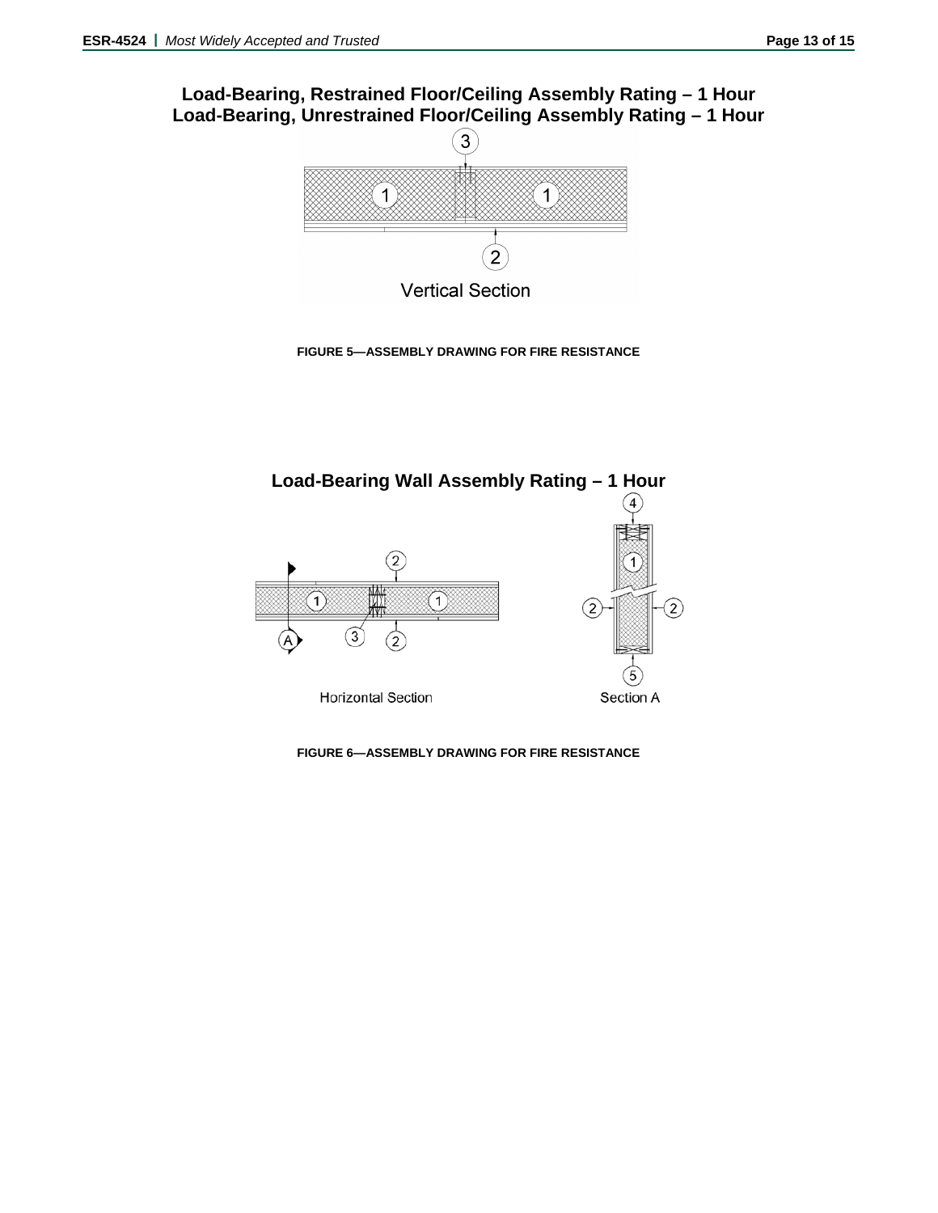## Load-Bearing, Restrained Floor/Ceiling Assembly Rating – 1 Hour
## Load-Bearing, Unrestrained Floor/Ceiling Assembly Rating – 1 Hour

Vertical Section

**FIGURE 5—ASSEMBLY DRAWING FOR FIRE RESISTANCE**

## Load-Bearing Wall Assembly Rating – 1 Hour

Horizontal Section

Section A

**FIGURE 6—ASSEMBLY DRAWING FOR FIRE RESISTANCE**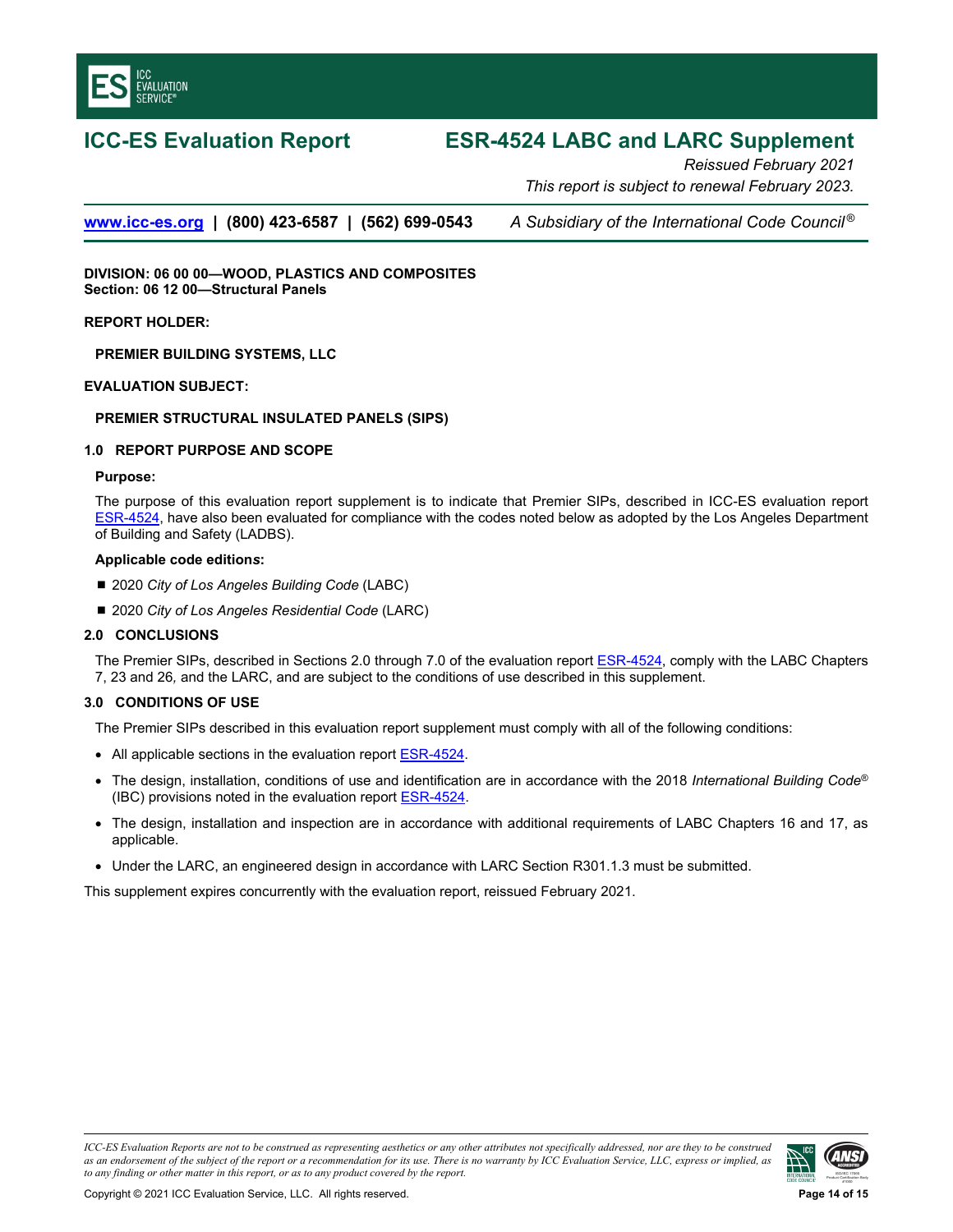# ICC-ES Evaluation Report

# ESR-4524 LABC and LARC Supplement

*Reissued February 2021*

*This report is subject to renewal February 2023.*

www.icc-es.org | (800) 423-6587 | (562) 699-0543 *A Subsidiary of the International Code Council®*

**DIVISION: 06 00 00—WOOD, PLASTICS AND COMPOSITES**
**Section: 06 12 00—Structural Panels**

**REPORT HOLDER:**

**PREMIER BUILDING SYSTEMS, LLC**

**EVALUATION SUBJECT:**

**PREMIER STRUCTURAL INSULATED PANELS (SIPS)**

## 1.0 REPORT PURPOSE AND SCOPE

**Purpose:**

The purpose of this evaluation report supplement is to indicate that Premier SIPs, described in ICC-ES evaluation report ESR-4524, have also been evaluated for compliance with the codes noted below as adopted by the Los Angeles Department of Building and Safety (LADBS).

**Applicable code editions:**

- 2020 *City of Los Angeles Building Code* (LABC)
- 2020 *City of Los Angeles Residential Code* (LARC)

## 2.0 CONCLUSIONS

The Premier SIPs, described in Sections 2.0 through 7.0 of the evaluation report ESR-4524, comply with the LABC Chapters 7, 23 and 26, and the LARC, and are subject to the conditions of use described in this supplement.

## 3.0 CONDITIONS OF USE

The Premier SIPs described in this evaluation report supplement must comply with all of the following conditions:

- All applicable sections in the evaluation report ESR-4524.
- The design, installation, conditions of use and identification are in accordance with the 2018 *International Building Code®* (IBC) provisions noted in the evaluation report ESR-4524.
- The design, installation and inspection are in accordance with additional requirements of LABC Chapters 16 and 17, as applicable.
- Under the LARC, an engineered design in accordance with LARC Section R301.1.3 must be submitted.

This supplement expires concurrently with the evaluation report, reissued February 2021.

*ICC-ES Evaluation Reports are not to be construed as representing aesthetics or any other attributes not specifically addressed, nor are they to be construed as an endorsement of the subject of the report or a recommendation for its use. There is no warranty by ICC Evaluation Service, LLC, express or implied, as to any finding or other matter in this report, or as to any product covered by the report.*

Copyright © 2021 ICC Evaluation Service, LLC. All rights reserved.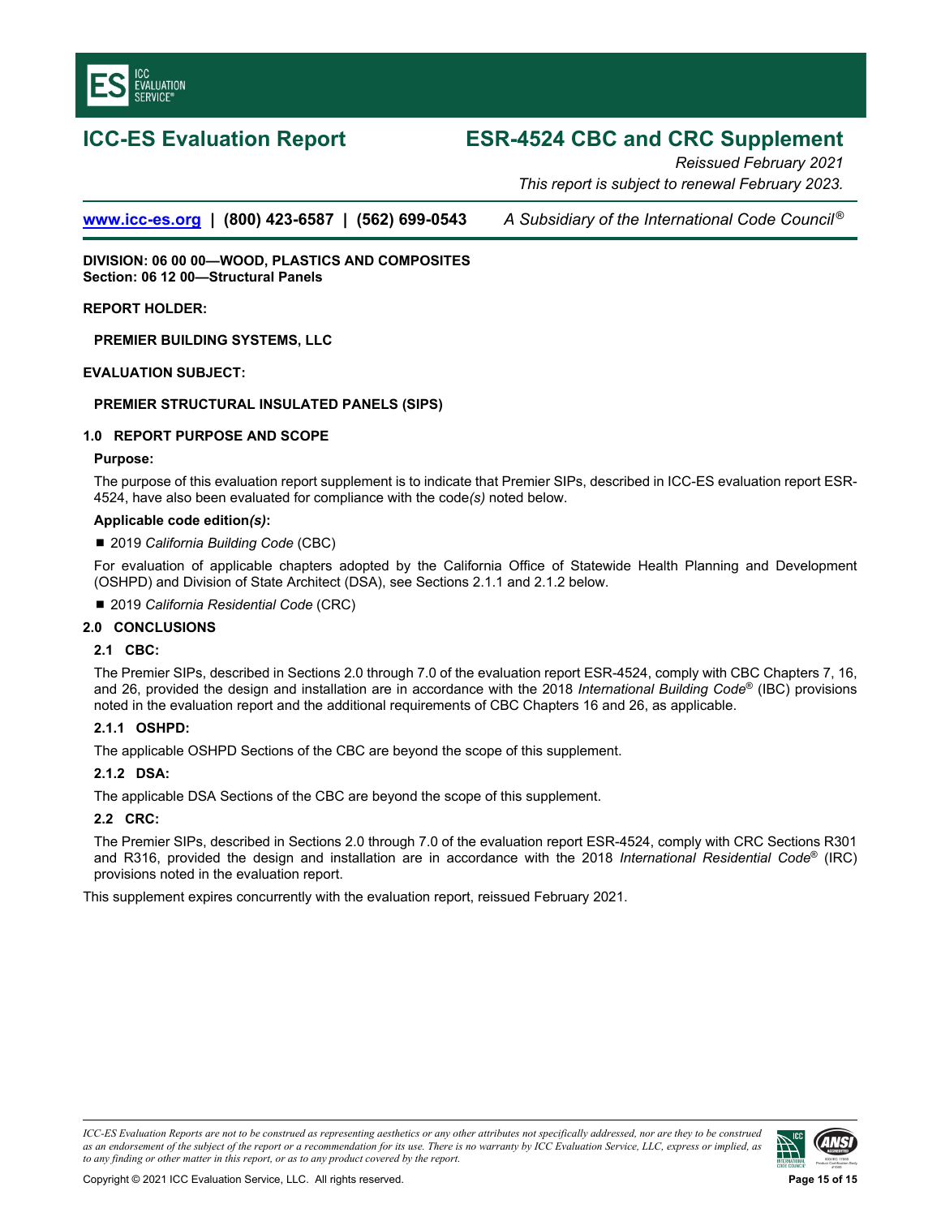# ICC-ES Evaluation Report

# ESR-4524 CBC and CRC Supplement

*Reissued February 2021*

*This report is subject to renewal February 2023.*

www.icc-es.org | (800) 423-6587 | (562) 699-0543 *A Subsidiary of the International Code Council®*

**DIVISION: 06 00 00—WOOD, PLASTICS AND COMPOSITES**
**Section: 06 12 00—Structural Panels**

**REPORT HOLDER:**

**PREMIER BUILDING SYSTEMS, LLC**

**EVALUATION SUBJECT:**

**PREMIER STRUCTURAL INSULATED PANELS (SIPS)**

## 1.0 REPORT PURPOSE AND SCOPE

**Purpose:**

The purpose of this evaluation report supplement is to indicate that Premier SIPs, described in ICC-ES evaluation report ESR-4524, have also been evaluated for compliance with the code*(s)* noted below.

**Applicable code edition*(s)*:**

- 2019 *California Building Code* (CBC)

For evaluation of applicable chapters adopted by the California Office of Statewide Health Planning and Development (OSHPD) and Division of State Architect (DSA), see Sections 2.1.1 and 2.1.2 below.

- 2019 *California Residential Code* (CRC)

## 2.0 CONCLUSIONS

### 2.1 CBC:

The Premier SIPs, described in Sections 2.0 through 7.0 of the evaluation report ESR-4524, comply with CBC Chapters 7, 16, and 26, provided the design and installation are in accordance with the 2018 *International Building Code®* (IBC) provisions noted in the evaluation report and the additional requirements of CBC Chapters 16 and 26, as applicable.

#### 2.1.1 OSHPD:

The applicable OSHPD Sections of the CBC are beyond the scope of this supplement.

#### 2.1.2 DSA:

The applicable DSA Sections of the CBC are beyond the scope of this supplement.

### 2.2 CRC:

The Premier SIPs, described in Sections 2.0 through 7.0 of the evaluation report ESR-4524, comply with CRC Sections R301 and R316, provided the design and installation are in accordance with the 2018 *International Residential Code®* (IRC) provisions noted in the evaluation report.

This supplement expires concurrently with the evaluation report, reissued February 2021.

*ICC-ES Evaluation Reports are not to be construed as representing aesthetics or any other attributes not specifically addressed, nor are they to be construed as an endorsement of the subject of the report or a recommendation for its use. There is no warranty by ICC Evaluation Service, LLC, express or implied, as to any finding or other matter in this report, or as to any product covered by the report.*

Copyright © 2021 ICC Evaluation Service, LLC. All rights reserved.